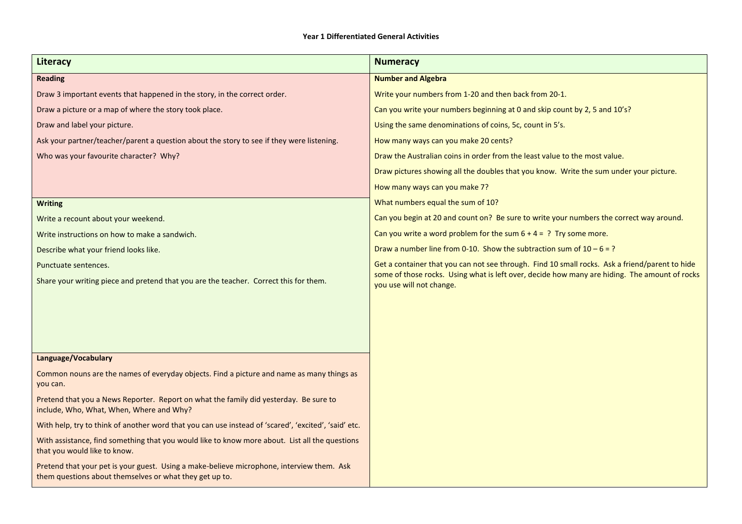**Year 1 Differentiated General Activities**

| Literacy | Numeracy |
|---|---|
| **Reading**<br><br>Draw 3 important events that happened in the story, in the correct order.<br><br>Draw a picture or a map of where the story took place.<br><br>Draw and label your picture.<br><br>Ask your partner/teacher/parent a question about the story to see if they were listening.<br><br>Who was your favourite character? Why?<br><br>**Writing**<br><br>Write a recount about your weekend.<br><br>Write instructions on how to make a sandwich.<br><br>Describe what your friend looks like.<br><br>Punctuate sentences.<br><br>Share your writing piece and pretend that you are the teacher. Correct this for them.<br><br>**Language/Vocabulary**<br><br>Common nouns are the names of everyday objects. Find a picture and name as many things as you can.<br><br>Pretend that you a News Reporter. Report on what the family did yesterday. Be sure to include, Who, What, When, Where and Why?<br><br>With help, try to think of another word that you can use instead of 'scared', 'excited', 'said' etc.<br><br>With assistance, find something that you would like to know more about. List all the questions that you would like to know.<br><br>Pretend that your pet is your guest. Using a make-believe microphone, interview them. Ask them questions about themselves or what they get up to. | **Number and Algebra**<br><br>Write your numbers from 1-20 and then back from 20-1.<br><br>Can you write your numbers beginning at 0 and skip count by 2, 5 and 10's?<br><br>Using the same denominations of coins, 5c, count in 5's.<br><br>How many ways can you make 20 cents?<br><br>Draw the Australian coins in order from the least value to the most value.<br><br>Draw pictures showing all the doubles that you know. Write the sum under your picture.<br><br>How many ways can you make 7?<br><br>What numbers equal the sum of 10?<br><br>Can you begin at 20 and count on? Be sure to write your numbers the correct way around.<br><br>Can you write a word problem for the sum $6 + 4 = ?$ Try some more.<br><br>Draw a number line from 0-10. Show the subtraction sum of $10 – 6 = ?$<br><br>Get a container that you can not see through. Find 10 small rocks. Ask a friend/parent to hide some of those rocks. Using what is left over, decide how many are hiding. The amount of rocks you use will not change. |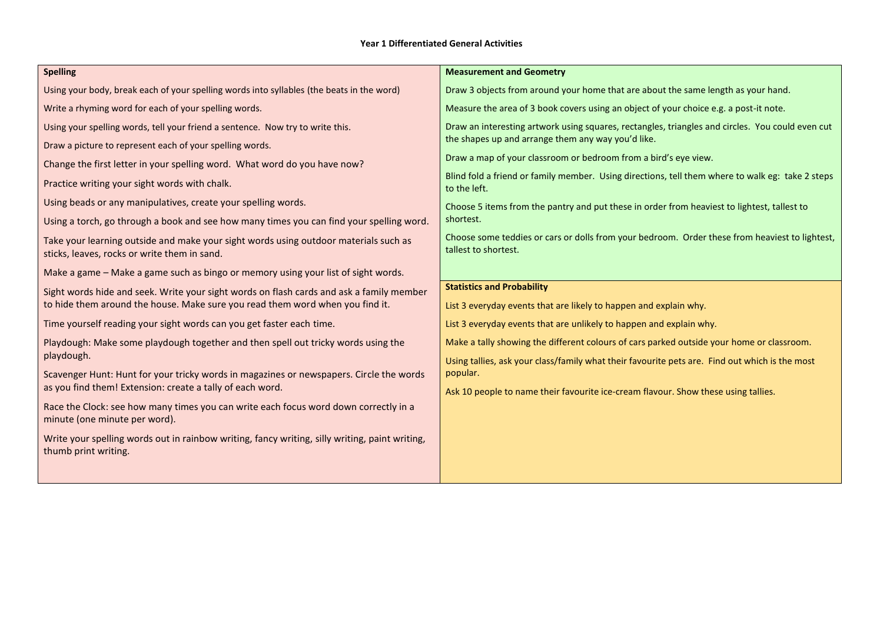**Year 1 Differentiated General Activities**

## Spelling

Using your body, break each of your spelling words into syllables (the beats in the word)

Write a rhyming word for each of your spelling words.

Using your spelling words, tell your friend a sentence. Now try to write this.

Draw a picture to represent each of your spelling words.

Change the first letter in your spelling word. What word do you have now?

Practice writing your sight words with chalk.

Using beads or any manipulatives, create your spelling words.

Using a torch, go through a book and see how many times you can find your spelling word.

Take your learning outside and make your sight words using outdoor materials such as sticks, leaves, rocks or write them in sand.

Make a game – Make a game such as bingo or memory using your list of sight words.

Sight words hide and seek. Write your sight words on flash cards and ask a family member to hide them around the house. Make sure you read them word when you find it.

Time yourself reading your sight words can you get faster each time.

Playdough: Make some playdough together and then spell out tricky words using the playdough.

Scavenger Hunt: Hunt for your tricky words in magazines or newspapers. Circle the words as you find them! Extension: create a tally of each word.

Race the Clock: see how many times you can write each focus word down correctly in a minute (one minute per word).

Write your spelling words out in rainbow writing, fancy writing, silly writing, paint writing, thumb print writing.

## Measurement and Geometry

Draw 3 objects from around your home that are about the same length as your hand.

Measure the area of 3 book covers using an object of your choice e.g. a post-it note.

Draw an interesting artwork using squares, rectangles, triangles and circles. You could even cut the shapes up and arrange them any way you'd like.

Draw a map of your classroom or bedroom from a bird's eye view.

Blind fold a friend or family member. Using directions, tell them where to walk eg: take 2 steps to the left.

Choose 5 items from the pantry and put these in order from heaviest to lightest, tallest to shortest.

Choose some teddies or cars or dolls from your bedroom. Order these from heaviest to lightest, tallest to shortest.

## Statistics and Probability

List 3 everyday events that are likely to happen and explain why.

List 3 everyday events that are unlikely to happen and explain why.

Make a tally showing the different colours of cars parked outside your home or classroom.

Using tallies, ask your class/family what their favourite pets are. Find out which is the most popular.

Ask 10 people to name their favourite ice-cream flavour. Show these using tallies.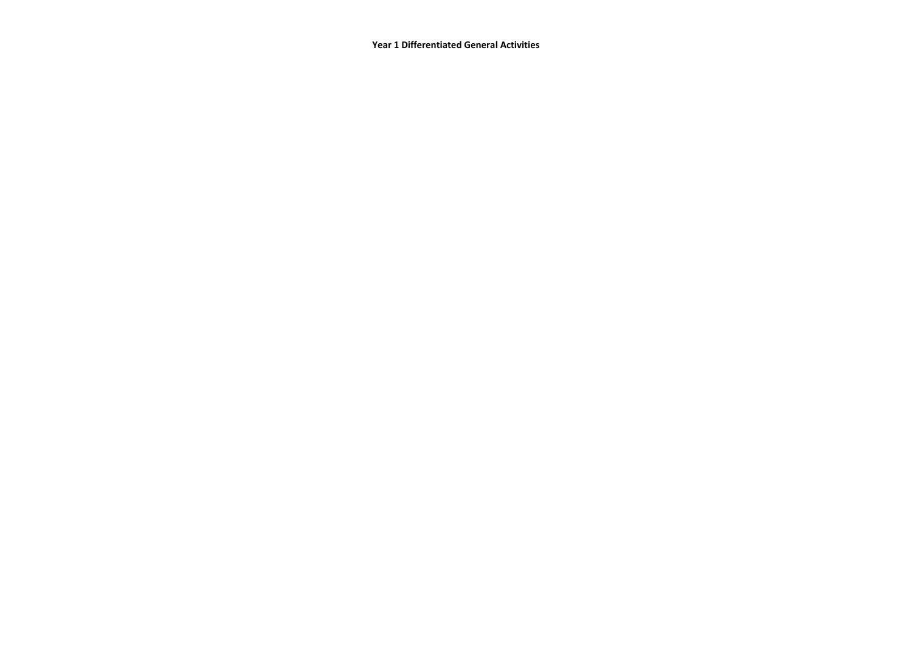**Year 1 Differentiated General Activities**